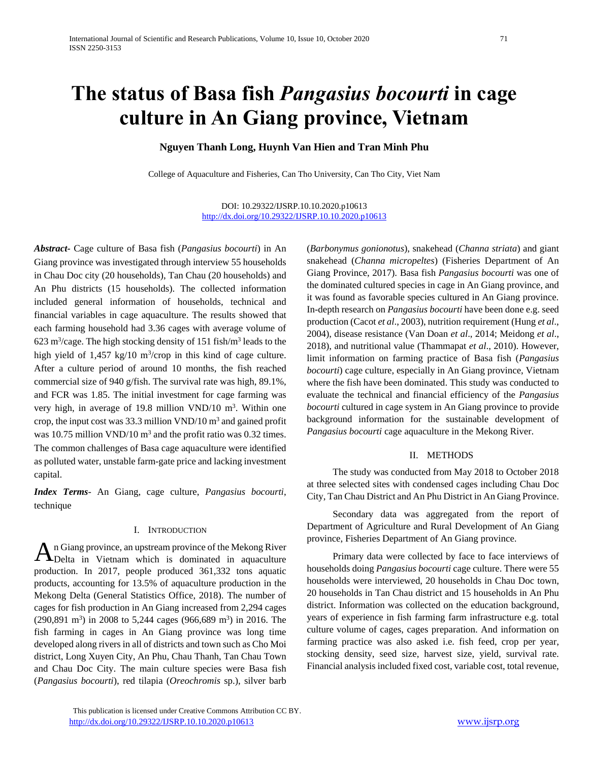# The status of Basa fish *Pangasius bocourti* in cage culture in An Giang province, Vietnam

**Nguyen Thanh Long, Huynh Van Hien and Tran Minh Phu**

College of Aquaculture and Fisheries, Can Tho University, Can Tho City, Viet Nam

DOI: 10.29322/IJSRP.10.10.2020.p10613
http://dx.doi.org/10.29322/IJSRP.10.10.2020.p10613

***Abstract***- Cage culture of Basa fish (*Pangasius bocourti*) in An Giang province was investigated through interview 55 households in Chau Doc city (20 households), Tan Chau (20 households) and An Phu districts (15 households). The collected information included general information of households, technical and financial variables in cage aquaculture. The results showed that each farming household had 3.36 cages with average volume of 623 $m^3$/cage. The high stocking density of 151 fish/$m^3$ leads to the high yield of 1,457 kg/10 $m^3$/crop in this kind of cage culture. After a culture period of around 10 months, the fish reached commercial size of 940 g/fish. The survival rate was high, 89.1%, and FCR was 1.85. The initial investment for cage farming was very high, in average of 19.8 million VND/10 $m^3$. Within one crop, the input cost was 33.3 million VND/10 $m^3$ and gained profit was 10.75 million VND/10 $m^3$ and the profit ratio was 0.32 times. The common challenges of Basa cage aquaculture were identified as polluted water, unstable farm-gate price and lacking investment capital.

***Index Terms***- An Giang, cage culture, *Pangasius bocourti*, technique

## I. Introduction

An Giang province, an upstream province of the Mekong River Delta in Vietnam which is dominated in aquaculture production. In 2017, people produced 361,332 tons aquatic products, accounting for 13.5% of aquaculture production in the Mekong Delta (General Statistics Office, 2018). The number of cages for fish production in An Giang increased from 2,294 cages (290,891 $m^3$) in 2008 to 5,244 cages (966,689 $m^3$) in 2016. The fish farming in cages in An Giang province was long time developed along rivers in all of districts and town such as Cho Moi district, Long Xuyen City, An Phu, Chau Thanh, Tan Chau Town and Chau Doc City. The main culture species were Basa fish (*Pangasius bocourti*), red tilapia (*Oreochromis* sp.), silver barb (*Barbonymus gonionotus*), snakehead (*Channa striata*) and giant snakehead (*Channa micropeltes*) (Fisheries Department of An Giang Province, 2017). Basa fish *Pangasius bocourti* was one of the dominated cultured species in cage in An Giang province, and it was found as favorable species cultured in An Giang province. In-depth research on *Pangasius bocourti* have been done e.g. seed production (Cacot *et al*., 2003), nutrition requirement (Hung *et al*., 2004), disease resistance (Van Doan *et al*., 2014; Meidong *et al*., 2018), and nutritional value (Thammapat *et al*., 2010). However, limit information on farming practice of Basa fish (*Pangasius bocourti*) cage culture, especially in An Giang province, Vietnam where the fish have been dominated. This study was conducted to evaluate the technical and financial efficiency of the *Pangasius bocourti* cultured in cage system in An Giang province to provide background information for the sustainable development of *Pangasius bocourti* cage aquaculture in the Mekong River.

## II. Methods

The study was conducted from May 2018 to October 2018 at three selected sites with condensed cages including Chau Doc City, Tan Chau District and An Phu District in An Giang Province.

Secondary data was aggregated from the report of Department of Agriculture and Rural Development of An Giang province, Fisheries Department of An Giang province.

Primary data were collected by face to face interviews of households doing *Pangasius bocourti* cage culture. There were 55 households were interviewed, 20 households in Chau Doc town, 20 households in Tan Chau district and 15 households in An Phu district. Information was collected on the education background, years of experience in fish farming farm infrastructure e.g. total culture volume of cages, cages preparation. And information on farming practice was also asked i.e. fish feed, crop per year, stocking density, seed size, harvest size, yield, survival rate. Financial analysis included fixed cost, variable cost, total revenue,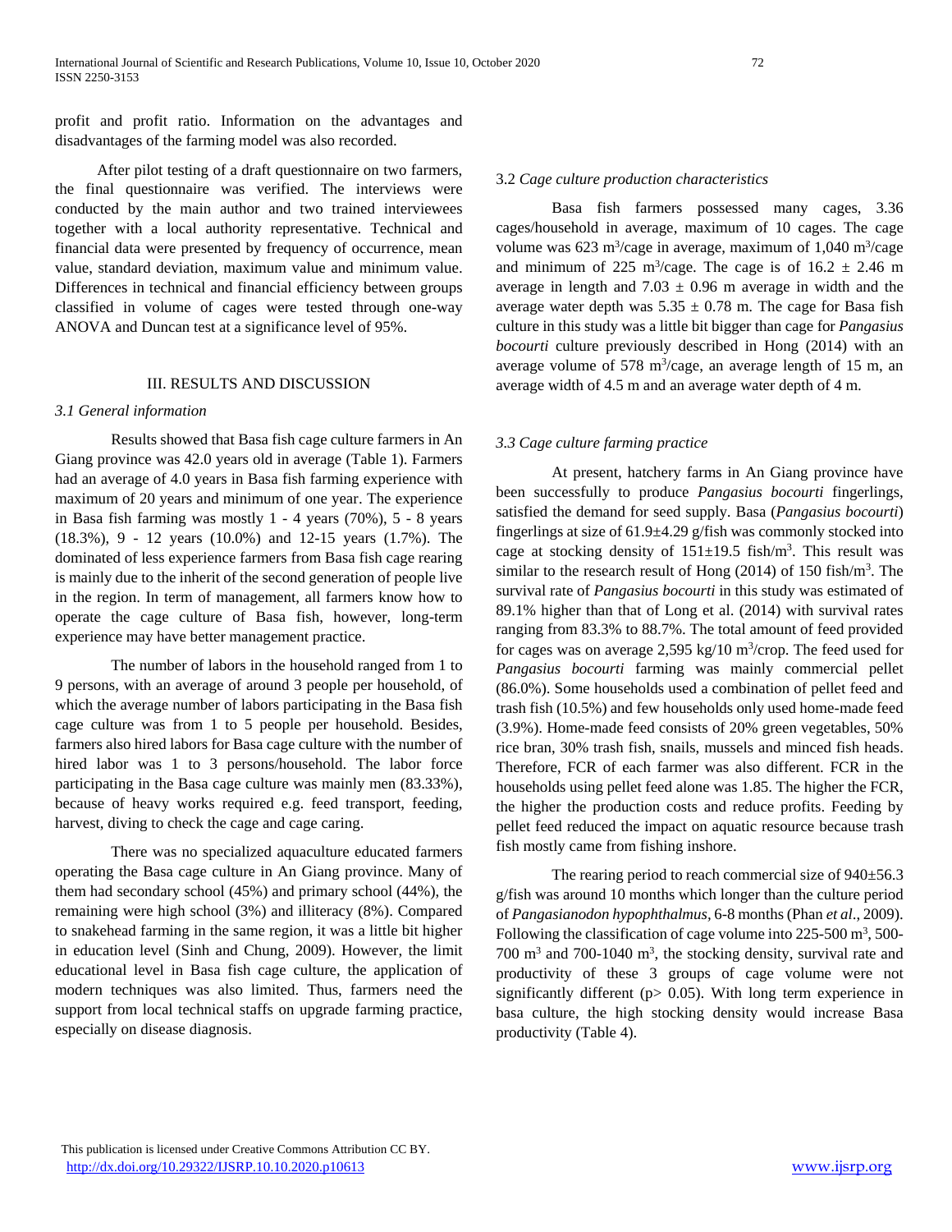profit and profit ratio. Information on the advantages and disadvantages of the farming model was also recorded.

After pilot testing of a draft questionnaire on two farmers, the final questionnaire was verified. The interviews were conducted by the main author and two trained interviewees together with a local authority representative. Technical and financial data were presented by frequency of occurrence, mean value, standard deviation, maximum value and minimum value. Differences in technical and financial efficiency between groups classified in volume of cages were tested through one-way ANOVA and Duncan test at a significance level of 95%.

## III. RESULTS AND DISCUSSION

### *3.1 General information*

Results showed that Basa fish cage culture farmers in An Giang province was 42.0 years old in average (Table 1). Farmers had an average of 4.0 years in Basa fish farming experience with maximum of 20 years and minimum of one year. The experience in Basa fish farming was mostly 1 - 4 years (70%), 5 - 8 years (18.3%), 9 - 12 years (10.0%) and 12-15 years (1.7%). The dominated of less experience farmers from Basa fish cage rearing is mainly due to the inherit of the second generation of people live in the region. In term of management, all farmers know how to operate the cage culture of Basa fish, however, long-term experience may have better management practice.

The number of labors in the household ranged from 1 to 9 persons, with an average of around 3 people per household, of which the average number of labors participating in the Basa fish cage culture was from 1 to 5 people per household. Besides, farmers also hired labors for Basa cage culture with the number of hired labor was 1 to 3 persons/household. The labor force participating in the Basa cage culture was mainly men (83.33%), because of heavy works required e.g. feed transport, feeding, harvest, diving to check the cage and cage caring.

There was no specialized aquaculture educated farmers operating the Basa cage culture in An Giang province. Many of them had secondary school (45%) and primary school (44%), the remaining were high school (3%) and illiteracy (8%). Compared to snakehead farming in the same region, it was a little bit higher in education level (Sinh and Chung, 2009). However, the limit educational level in Basa fish cage culture, the application of modern techniques was also limited. Thus, farmers need the support from local technical staffs on upgrade farming practice, especially on disease diagnosis.

### 3.2 *Cage culture production characteristics*

Basa fish farmers possessed many cages, 3.36 cages/household in average, maximum of 10 cages. The cage volume was 623 $m^3$/cage in average, maximum of 1,040 $m^3$/cage and minimum of 225 $m^3$/cage. The cage is of $16.2 \pm 2.46$ m average in length and $7.03 \pm 0.96$ m average in width and the average water depth was $5.35 \pm 0.78$ m. The cage for Basa fish culture in this study was a little bit bigger than cage for *Pangasius bocourti* culture previously described in Hong (2014) with an average volume of 578 $m^3$/cage, an average length of 15 m, an average width of 4.5 m and an average water depth of 4 m.

### *3.3 Cage culture farming practice*

At present, hatchery farms in An Giang province have been successfully to produce *Pangasius bocourti* fingerlings, satisfied the demand for seed supply. Basa (*Pangasius bocourti*) fingerlings at size of $61.9 \pm 4.29$ g/fish was commonly stocked into cage at stocking density of $151 \pm 19.5$ fish/$m^3$. This result was similar to the research result of Hong (2014) of 150 fish/$m^3$. The survival rate of *Pangasius bocourti* in this study was estimated of 89.1% higher than that of Long et al. (2014) with survival rates ranging from 83.3% to 88.7%. The total amount of feed provided for cages was on average 2,595 kg/10 $m^3$/crop. The feed used for *Pangasius bocourti* farming was mainly commercial pellet (86.0%). Some households used a combination of pellet feed and trash fish (10.5%) and few households only used home-made feed (3.9%). Home-made feed consists of 20% green vegetables, 50% rice bran, 30% trash fish, snails, mussels and minced fish heads. Therefore, FCR of each farmer was also different. FCR in the households using pellet feed alone was 1.85. The higher the FCR, the higher the production costs and reduce profits. Feeding by pellet feed reduced the impact on aquatic resource because trash fish mostly came from fishing inshore.

The rearing period to reach commercial size of $940 \pm 56.3$ g/fish was around 10 months which longer than the culture period of *Pangasianodon hypophthalmus*, 6-8 months (Phan *et al*., 2009). Following the classification of cage volume into 225-500 $m^3$, 500-700 $m^3$ and 700-1040 $m^3$, the stocking density, survival rate and productivity of these 3 groups of cage volume were not significantly different ($p > 0.05$). With long term experience in basa culture, the high stocking density would increase Basa productivity (Table 4).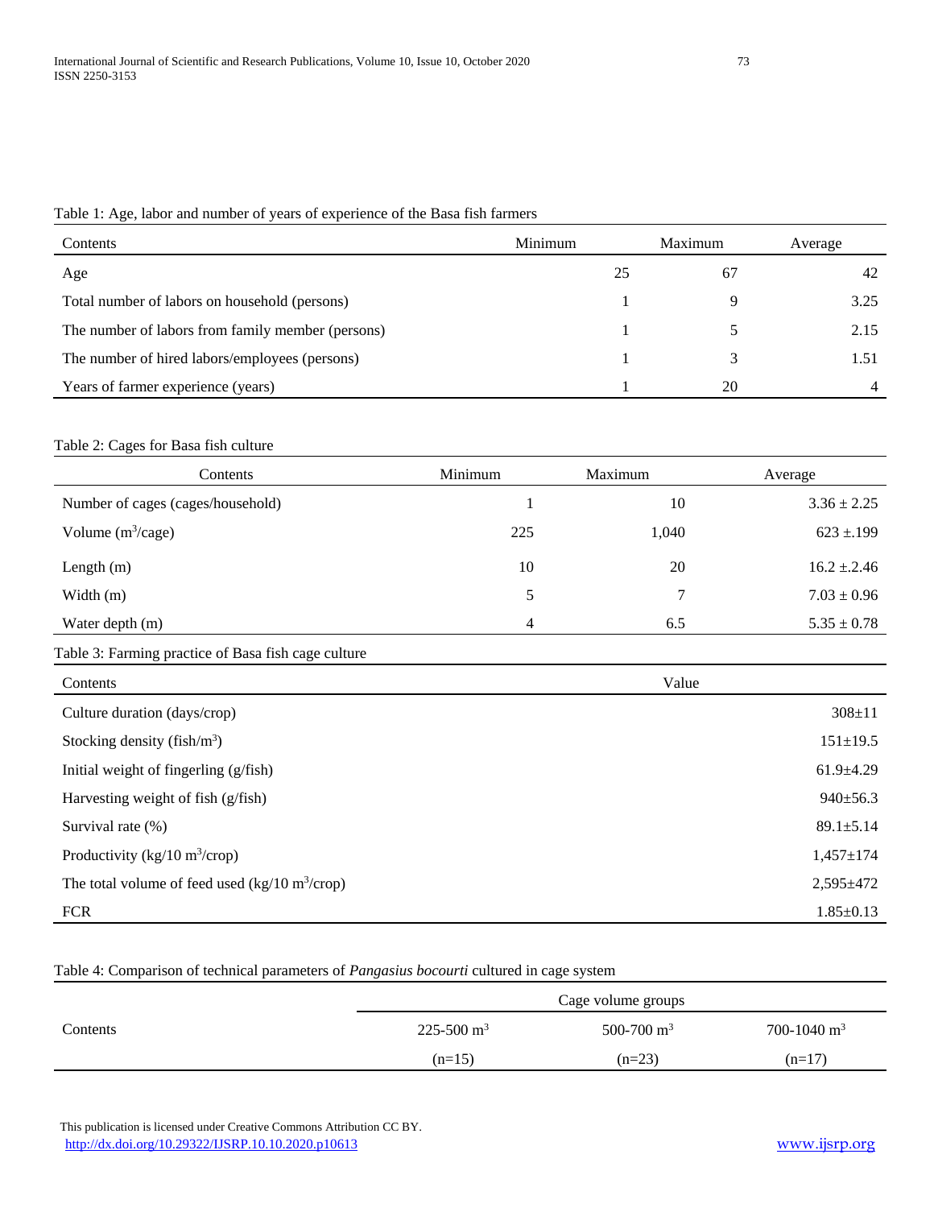Table 1: Age, labor and number of years of experience of the Basa fish farmers

| Contents | Minimum | Maximum | Average |
|---|---|---|---|
| Age | 25 | 67 | 42 |
| Total number of labors on household (persons) | 1 | 9 | 3.25 |
| The number of labors from family member (persons) | 1 | 5 | 2.15 |
| The number of hired labors/employees (persons) | 1 | 3 | 1.51 |
| Years of farmer experience (years) | 1 | 20 | 4 |

Table 2: Cages for Basa fish culture

| Contents | Minimum | Maximum | Average |
|---|---|---|---|
| Number of cages (cages/household) | 1 | 10 | 3.36 ± 2.25 |
| Volume ($m^3$/cage) | 225 | 1,040 | 623 ±.199 |
| Length (m) | 10 | 20 | 16.2 ±.2.46 |
| Width (m) | 5 | 7 | 7.03 ± 0.96 |
| Water depth (m) | 4 | 6.5 | 5.35 ± 0.78 |

Table 3: Farming practice of Basa fish cage culture

| Contents | Value |
|---|---|
| Culture duration (days/crop) | 308±11 |
| Stocking density (fish/$m^3$) | 151±19.5 |
| Initial weight of fingerling (g/fish) | 61.9±4.29 |
| Harvesting weight of fish (g/fish) | 940±56.3 |
| Survival rate (%) | 89.1±5.14 |
| Productivity (kg/10 $m^3$/crop) | 1,457±174 |
| The total volume of feed used (kg/10 $m^3$/crop) | 2,595±472 |
| FCR | 1.85±0.13 |

Table 4: Comparison of technical parameters of *Pangasius bocourti* cultured in cage system

| Contents | Cage volume groups | | |
|---|---|---|---|
| | 225-500 $m^3$ (n=15) | 500-700 $m^3$ (n=23) | 700-1040 $m^3$ (n=17) |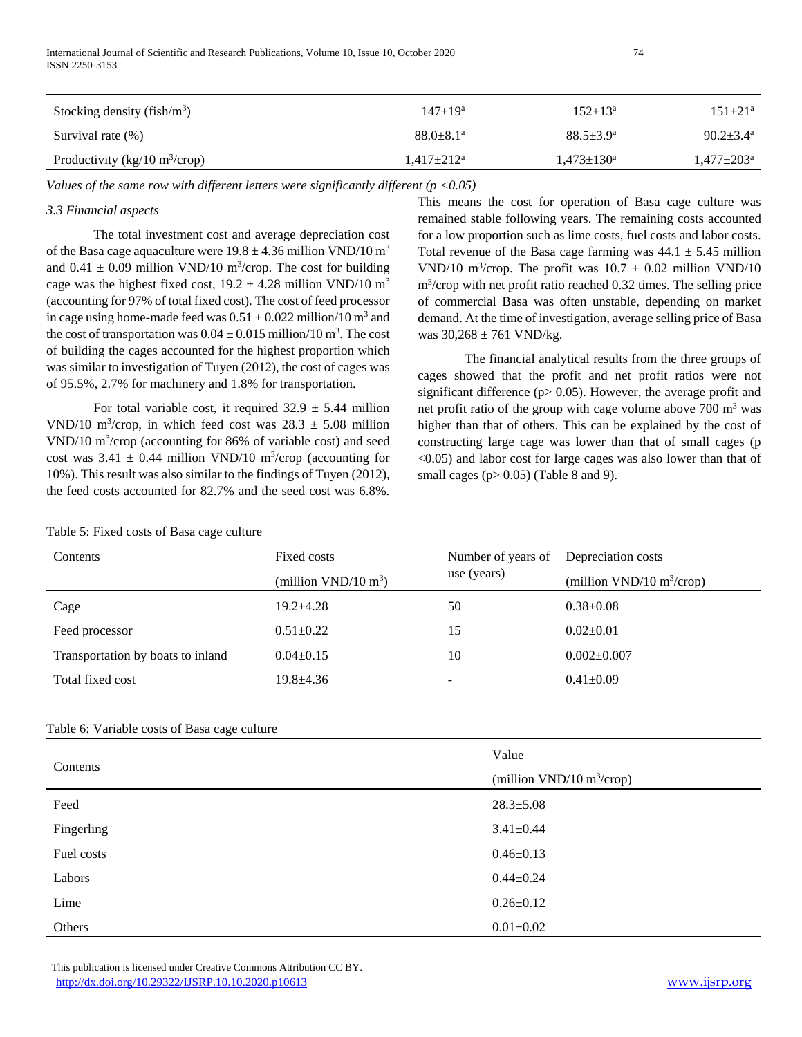| Stocking density (fish/$m^3$) | $147±19^a$ | $152±13^a$ | $151±21^a$ |
|---|---|---|---|
| Survival rate (%) | $88.0±8.1^a$ | $88.5±3.9^a$ | $90.2±3.4^a$ |
| Productivity (kg/10 $m^3$/crop) | $1,417±212^a$ | $1,473±130^a$ | $1,477±203^a$ |

*Values of the same row with different letters were significantly different ($p < 0.05$)*

### *3.3 Financial aspects*

The total investment cost and average depreciation cost of the Basa cage aquaculture were 19.8 ± 4.36 million VND/10 $m^3$ and 0.41 ± 0.09 million VND/10 $m^3$/crop. The cost for building cage was the highest fixed cost, 19.2 ± 4.28 million VND/10 $m^3$ (accounting for 97% of total fixed cost). The cost of feed processor in cage using home-made feed was 0.51 ± 0.022 million/10 $m^3$ and the cost of transportation was 0.04 ± 0.015 million/10 $m^3$. The cost of building the cages accounted for the highest proportion which was similar to investigation of Tuyen (2012), the cost of cages was of 95.5%, 2.7% for machinery and 1.8% for transportation.

For total variable cost, it required 32.9 ± 5.44 million VND/10 $m^3$/crop, in which feed cost was 28.3 ± 5.08 million VND/10 $m^3$/crop (accounting for 86% of variable cost) and seed cost was 3.41 ± 0.44 million VND/10 $m^3$/crop (accounting for 10%). This result was also similar to the findings of Tuyen (2012), the feed costs accounted for 82.7% and the seed cost was 6.8%. This means the cost for operation of Basa cage culture was remained stable following years. The remaining costs accounted for a low proportion such as lime costs, fuel costs and labor costs. Total revenue of the Basa cage farming was 44.1 ± 5.45 million VND/10 $m^3$/crop. The profit was 10.7 ± 0.02 million VND/10 $m^3$/crop with net profit ratio reached 0.32 times. The selling price of commercial Basa was often unstable, depending on market demand. At the time of investigation, average selling price of Basa was 30,268 ± 761 VND/kg.

The financial analytical results from the three groups of cages showed that the profit and net profit ratios were not significant difference ($p > 0.05$). However, the average profit and net profit ratio of the group with cage volume above 700 $m^3$ was higher than that of others. This can be explained by the cost of constructing large cage was lower than that of small cages ($p < 0.05$) and labor cost for large cages was also lower than that of small cages ($p > 0.05$) (Table 8 and 9).

Table 5: Fixed costs of Basa cage culture

| Contents | Fixed costs (million VND/10 $m^3$) | Number of years of use (years) | Depreciation costs (million VND/10 $m^3$/crop) |
|---|---|---|---|
| Cage | 19.2±4.28 | 50 | 0.38±0.08 |
| Feed processor | 0.51±0.22 | 15 | 0.02±0.01 |
| Transportation by boats to inland | 0.04±0.15 | 10 | 0.002±0.007 |
| Total fixed cost | 19.8±4.36 | - | 0.41±0.09 |

Table 6: Variable costs of Basa cage culture

| Contents | Value (million VND/10 $m^3$/crop) |
|---|---|
| Feed | 28.3±5.08 |
| Fingerling | 3.41±0.44 |
| Fuel costs | 0.46±0.13 |
| Labors | 0.44±0.24 |
| Lime | 0.26±0.12 |
| Others | 0.01±0.02 |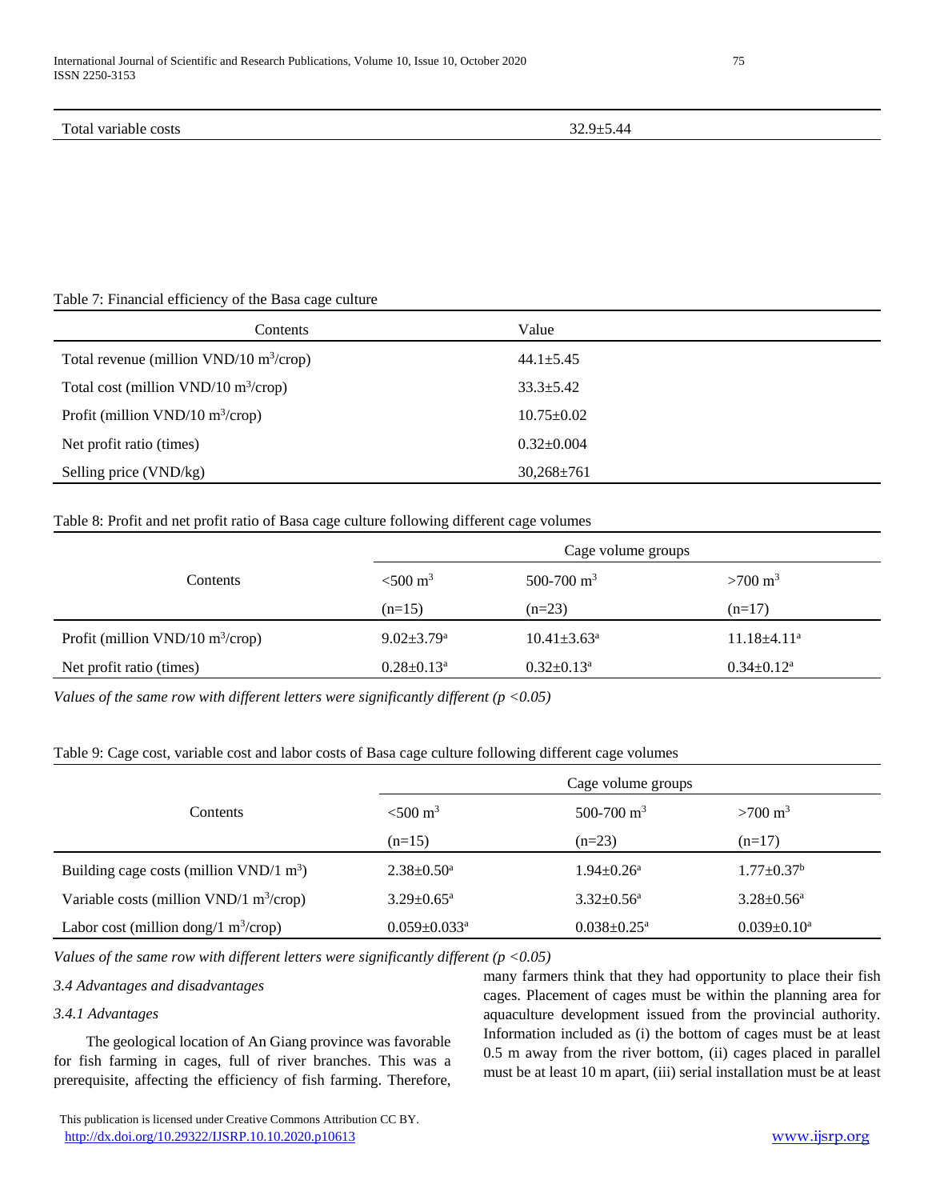| Total variable costs | 32.9±5.44 |
|---|---|

Table 7: Financial efficiency of the Basa cage culture

| Contents | Value |
|---|---|
| Total revenue (million VND/10 $m^3$/crop) | 44.1±5.45 |
| Total cost (million VND/10 $m^3$/crop) | 33.3±5.42 |
| Profit (million VND/10 $m^3$/crop) | 10.75±0.02 |
| Net profit ratio (times) | 0.32±0.004 |
| Selling price (VND/kg) | 30,268±761 |

Table 8: Profit and net profit ratio of Basa cage culture following different cage volumes

| Contents | Cage volume groups | | |
|---|---|---|---|
| | <500 $m^3$ (n=15) | 500-700 $m^3$ (n=23) | >700 $m^3$ (n=17) |
| Profit (million VND/10 $m^3$/crop) | 9.02±3.79[a] | 10.41±3.63[a] | 11.18±4.11[a] |
| Net profit ratio (times) | 0.28±0.13[a] | 0.32±0.13[a] | 0.34±0.12[a] |

*Values of the same row with different letters were significantly different ($p < 0.05$)*

Table 9: Cage cost, variable cost and labor costs of Basa cage culture following different cage volumes

| Contents | Cage volume groups | | |
|---|---|---|---|
| | <500 $m^3$ (n=15) | 500-700 $m^3$ (n=23) | >700 $m^3$ (n=17) |
| Building cage costs (million VND/1 $m^3$) | 2.38±0.50[a] | 1.94±0.26[a] | 1.77±0.37[b] |
| Variable costs (million VND/1 $m^3$/crop) | 3.29±0.65[a] | 3.32±0.56[a] | 3.28±0.56[a] |
| Labor cost (million dong/1 $m^3$/crop) | 0.059±0.033[a] | 0.038±0.25[a] | 0.039±0.10[a] |

*Values of the same row with different letters were significantly different ($p < 0.05$)*

### *3.4 Advantages and disadvantages*

#### *3.4.1 Advantages*

The geological location of An Giang province was favorable for fish farming in cages, full of river branches. This was a prerequisite, affecting the efficiency of fish farming. Therefore, many farmers think that they had opportunity to place their fish cages. Placement of cages must be within the planning area for aquaculture development issued from the provincial authority. Information included as (i) the bottom of cages must be at least 0.5 m away from the river bottom, (ii) cages placed in parallel must be at least 10 m apart, (iii) serial installation must be at least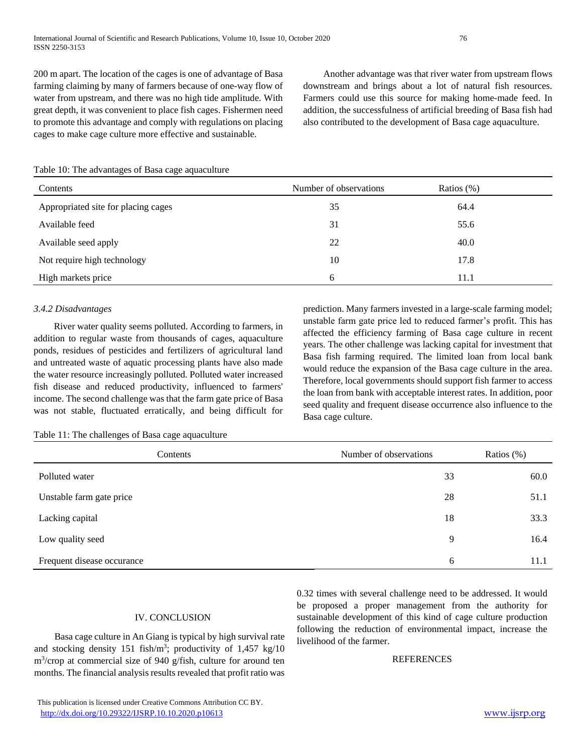200 m apart. The location of the cages is one of advantage of Basa farming claiming by many of farmers because of one-way flow of water from upstream, and there was no high tide amplitude. With great depth, it was convenient to place fish cages. Fishermen need to promote this advantage and comply with regulations on placing cages to make cage culture more effective and sustainable.

Another advantage was that river water from upstream flows downstream and brings about a lot of natural fish resources. Farmers could use this source for making home-made feed. In addition, the successfulness of artificial breeding of Basa fish had also contributed to the development of Basa cage aquaculture.

Table 10: The advantages of Basa cage aquaculture

| Contents | Number of observations | Ratios (%) |
| --- | --- | --- |
| Appropriated site for placing cages | 35 | 64.4 |
| Available feed | 31 | 55.6 |
| Available seed apply | 22 | 40.0 |
| Not require high technology | 10 | 17.8 |
| High markets price | 6 | 11.1 |

### *3.4.2 Disadvantages*

River water quality seems polluted. According to farmers, in addition to regular waste from thousands of cages, aquaculture ponds, residues of pesticides and fertilizers of agricultural land and untreated waste of aquatic processing plants have also made the water resource increasingly polluted. Polluted water increased fish disease and reduced productivity, influenced to farmers' income. The second challenge was that the farm gate price of Basa was not stable, fluctuated erratically, and being difficult for prediction. Many farmers invested in a large-scale farming model; unstable farm gate price led to reduced farmer's profit. This has affected the efficiency farming of Basa cage culture in recent years. The other challenge was lacking capital for investment that Basa fish farming required. The limited loan from local bank would reduce the expansion of the Basa cage culture in the area. Therefore, local governments should support fish farmer to access the loan from bank with acceptable interest rates. In addition, poor seed quality and frequent disease occurrence also influence to the Basa cage culture.

Table 11: The challenges of Basa cage aquaculture

| Contents | Number of observations | Ratios (%) |
| --- | --- | --- |
| Polluted water | 33 | 60.0 |
| Unstable farm gate price | 28 | 51.1 |
| Lacking capital | 18 | 33.3 |
| Low quality seed | 9 | 16.4 |
| Frequent disease occurance | 6 | 11.1 |

## IV. CONCLUSION

Basa cage culture in An Giang is typical by high survival rate and stocking density 151 fish/m$^3$; productivity of 1,457 kg/10 m$^3$/crop at commercial size of 940 g/fish, culture for around ten months. The financial analysis results revealed that profit ratio was 0.32 times with several challenge need to be addressed. It would be proposed a proper management from the authority for sustainable development of this kind of cage culture production following the reduction of environmental impact, increase the livelihood of the farmer.

## REFERENCES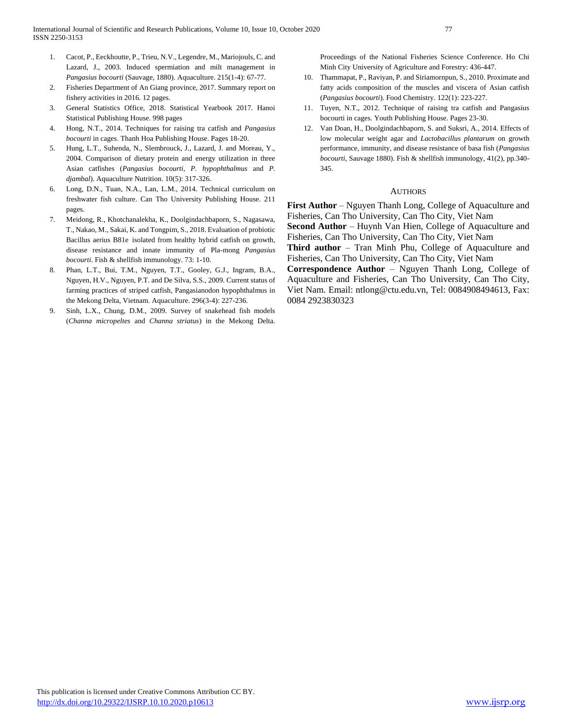1. Cacot, P., Eeckhoutte, P., Trieu, N.V., Legendre, M., Mariojouls, C. and Lazard, J., 2003. Induced spermiation and milt management in *Pangasius bocourti* (Sauvage, 1880). Aquaculture. 215(1-4): 67-77.
2. Fisheries Department of An Giang province, 2017. Summary report on fishery activities in 2016. 12 pages.
3. General Statistics Office, 2018. Statistical Yearbook 2017. Hanoi Statistical Publishing House. 998 pages
4. Hong, N.T., 2014. Techniques for raising tra catfish and *Pangasius bocourti* in cages. Thanh Hoa Publishing House. Pages 18-20.
5. Hung, L.T., Suhenda, N., Slembrouck, J., Lazard, J. and Moreau, Y., 2004. Comparison of dietary protein and energy utilization in three Asian catfishes (*Pangasius bocourti*, *P. hypophthalmus* and *P. djambal*). Aquaculture Nutrition. 10(5): 317-326.
6. Long, D.N., Tuan, N.A., Lan, L.M., 2014. Technical curriculum on freshwater fish culture. Can Tho University Publishing House. 211 pages.
7. Meidong, R., Khotchanalekha, K., Doolgindachbaporn, S., Nagasawa, T., Nakao, M., Sakai, K. and Tongpim, S., 2018. Evaluation of probiotic Bacillus aerius B81e isolated from healthy hybrid catfish on growth, disease resistance and innate immunity of Pla-mong *Pangasius bocourti*. Fish & shellfish immunology. 73: 1-10.
8. Phan, L.T., Bui, T.M., Nguyen, T.T., Gooley, G.J., Ingram, B.A., Nguyen, H.V., Nguyen, P.T. and De Silva, S.S., 2009. Current status of farming practices of striped catfish, Pangasianodon hypophthalmus in the Mekong Delta, Vietnam. Aquaculture. 296(3-4): 227-236.
9. Sinh, L.X., Chung, D.M., 2009. Survey of snakehead fish models (*Channa micropeltes* and *Channa striatus*) in the Mekong Delta. Proceedings of the National Fisheries Science Conference. Ho Chi Minh City University of Agriculture and Forestry: 436-447.
10. Thammapat, P., Raviyan, P. and Siriamornpun, S., 2010. Proximate and fatty acids composition of the muscles and viscera of Asian catfish (*Pangasius bocourti*). Food Chemistry. 122(1): 223-227.
11. Tuyen, N.T., 2012. Technique of raising tra catfish and Pangasius bocourti in cages. Youth Publishing House. Pages 23-30.
12. Van Doan, H., Doolgindachbaporn, S. and Suksri, A., 2014. Effects of low molecular weight agar and *Lactobacillus plantarum* on growth performance, immunity, and disease resistance of basa fish (*Pangasius bocourti*, Sauvage 1880). Fish & shellfish immunology, 41(2), pp.340-345.

## Authors

**First Author** – Nguyen Thanh Long, College of Aquaculture and Fisheries, Can Tho University, Can Tho City, Viet Nam

**Second Author** – Huynh Van Hien, College of Aquaculture and Fisheries, Can Tho University, Can Tho City, Viet Nam

**Third author** – Tran Minh Phu, College of Aquaculture and Fisheries, Can Tho University, Can Tho City, Viet Nam

**Correspondence Author** – Nguyen Thanh Long, College of Aquaculture and Fisheries, Can Tho University, Can Tho City, Viet Nam. Email: ntlong@ctu.edu.vn, Tel: 0084908494613, Fax: 0084 2923830323